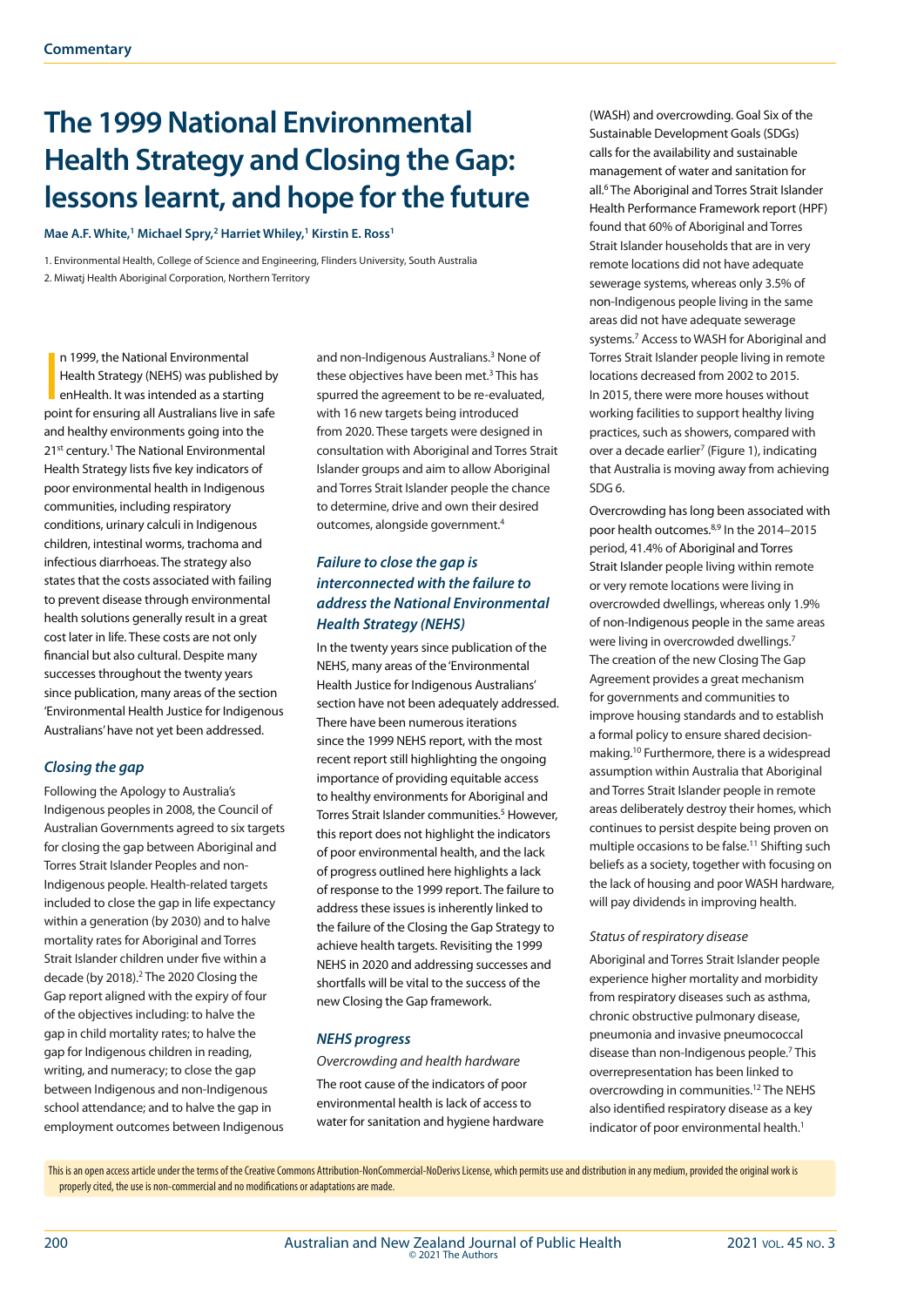Commentary

# The 1999 National Environmental Health Strategy and Closing the Gap: lessons learnt, and hope for the future

**Mae A.F. White,[1] Michael Spry,[2] Harriet Whiley,[1] Kirstin E. Ross[1]**

1. Environmental Health, College of Science and Engineering, Flinders University, South Australia
2. Miwatj Health Aboriginal Corporation, Northern Territory

In 1999, the National Environmental Health Strategy (NEHS) was published by enHealth. It was intended as a starting point for ensuring all Australians live in safe and healthy environments going into the 21st century.[1] The National Environmental Health Strategy lists five key indicators of poor environmental health in Indigenous communities, including respiratory conditions, urinary calculi in Indigenous children, intestinal worms, trachoma and infectious diarrhoeas. The strategy also states that the costs associated with failing to prevent disease through environmental health solutions generally result in a great cost later in life. These costs are not only financial but also cultural. Despite many successes throughout the twenty years since publication, many areas of the section 'Environmental Health Justice for Indigenous Australians' have not yet been addressed.

## *Closing the gap*

Following the Apology to Australia's Indigenous peoples in 2008, the Council of Australian Governments agreed to six targets for closing the gap between Aboriginal and Torres Strait Islander Peoples and non-Indigenous people. Health-related targets included to close the gap in life expectancy within a generation (by 2030) and to halve mortality rates for Aboriginal and Torres Strait Islander children under five within a decade (by 2018).[2] The 2020 Closing the Gap report aligned with the expiry of four of the objectives including: to halve the gap in child mortality rates; to halve the gap for Indigenous children in reading, writing, and numeracy; to close the gap between Indigenous and non-Indigenous school attendance; and to halve the gap in employment outcomes between Indigenous and non-Indigenous Australians.[3] None of these objectives have been met.[3] This has spurred the agreement to be re-evaluated, with 16 new targets being introduced from 2020. These targets were designed in consultation with Aboriginal and Torres Strait Islander groups and aim to allow Aboriginal and Torres Strait Islander people the chance to determine, drive and own their desired outcomes, alongside government.[4]

## *Failure to close the gap is interconnected with the failure to address the National Environmental Health Strategy (NEHS)*

In the twenty years since publication of the NEHS, many areas of the 'Environmental Health Justice for Indigenous Australians' section have not been adequately addressed. There have been numerous iterations since the 1999 NEHS report, with the most recent report still highlighting the ongoing importance of providing equitable access to healthy environments for Aboriginal and Torres Strait Islander communities.[5] However, this report does not highlight the indicators of poor environmental health, and the lack of progress outlined here highlights a lack of response to the 1999 report. The failure to address these issues is inherently linked to the failure of the Closing the Gap Strategy to achieve health targets. Revisiting the 1999 NEHS in 2020 and addressing successes and shortfalls will be vital to the success of the new Closing the Gap framework.

## *NEHS progress*

### *Overcrowding and health hardware*

The root cause of the indicators of poor environmental health is lack of access to water for sanitation and hygiene hardware (WASH) and overcrowding. Goal Six of the Sustainable Development Goals (SDGs) calls for the availability and sustainable management of water and sanitation for all.[6] The Aboriginal and Torres Strait Islander Health Performance Framework report (HPF) found that 60% of Aboriginal and Torres Strait Islander households that are in very remote locations did not have adequate sewerage systems, whereas only 3.5% of non-Indigenous people living in the same areas did not have adequate sewerage systems.[7] Access to WASH for Aboriginal and Torres Strait Islander people living in remote locations decreased from 2002 to 2015. In 2015, there were more houses without working facilities to support healthy living practices, such as showers, compared with over a decade earlier[7] (Figure 1), indicating that Australia is moving away from achieving SDG 6.

Overcrowding has long been associated with poor health outcomes.[8,9] In the 2014–2015 period, 41.4% of Aboriginal and Torres Strait Islander people living within remote or very remote locations were living in overcrowded dwellings, whereas only 1.9% of non-Indigenous people in the same areas were living in overcrowded dwellings.[7] The creation of the new Closing The Gap Agreement provides a great mechanism for governments and communities to improve housing standards and to establish a formal policy to ensure shared decision-making.[10] Furthermore, there is a widespread assumption within Australia that Aboriginal and Torres Strait Islander people in remote areas deliberately destroy their homes, which continues to persist despite being proven on multiple occasions to be false.[11] Shifting such beliefs as a society, together with focusing on the lack of housing and poor WASH hardware, will pay dividends in improving health.

### *Status of respiratory disease*

Aboriginal and Torres Strait Islander people experience higher mortality and morbidity from respiratory diseases such as asthma, chronic obstructive pulmonary disease, pneumonia and invasive pneumococcal disease than non-Indigenous people.[7] This overrepresentation has been linked to overcrowding in communities.[12] The NEHS also identified respiratory disease as a key indicator of poor environmental health.[1]

This is an open access article under the terms of the Creative Commons Attribution-NonCommercial-NoDerivs License, which permits use and distribution in any medium, provided the original work is properly cited, the use is non-commercial and no modifications or adaptations are made.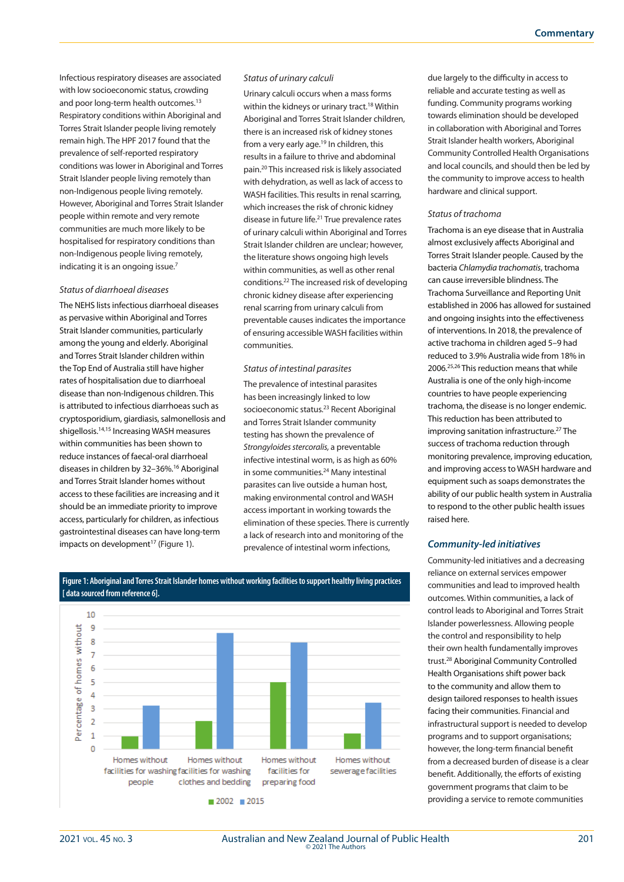Infectious respiratory diseases are associated with low socioeconomic status, crowding and poor long-term health outcomes.[13] Respiratory conditions within Aboriginal and Torres Strait Islander people living remotely remain high. The HPF 2017 found that the prevalence of self-reported respiratory conditions was lower in Aboriginal and Torres Strait Islander people living remotely than non-Indigenous people living remotely. However, Aboriginal and Torres Strait Islander people within remote and very remote communities are much more likely to be hospitalised for respiratory conditions than non-Indigenous people living remotely, indicating it is an ongoing issue.[7]

### *Status of diarrhoeal diseases*

The NEHS lists infectious diarrhoeal diseases as pervasive within Aboriginal and Torres Strait Islander communities, particularly among the young and elderly. Aboriginal and Torres Strait Islander children within the Top End of Australia still have higher rates of hospitalisation due to diarrhoeal disease than non-Indigenous children. This is attributed to infectious diarrhoeas such as cryptosporidium, giardiasis, salmonellosis and shigellosis.[14,15] Increasing WASH measures within communities has been shown to reduce instances of faecal-oral diarrhoeal diseases in children by 32–36%.[16] Aboriginal and Torres Strait Islander homes without access to these facilities are increasing and it should be an immediate priority to improve access, particularly for children, as infectious gastrointestinal diseases can have long-term impacts on development[17] (Figure 1).

### *Status of urinary calculi*

Urinary calculi occurs when a mass forms within the kidneys or urinary tract.[18] Within Aboriginal and Torres Strait Islander children, there is an increased risk of kidney stones from a very early age.[19] In children, this results in a failure to thrive and abdominal pain.[20] This increased risk is likely associated with dehydration, as well as lack of access to WASH facilities. This results in renal scarring, which increases the risk of chronic kidney disease in future life.[21] True prevalence rates of urinary calculi within Aboriginal and Torres Strait Islander children are unclear; however, the literature shows ongoing high levels within communities, as well as other renal conditions.[22] The increased risk of developing chronic kidney disease after experiencing renal scarring from urinary calculi from preventable causes indicates the importance of ensuring accessible WASH facilities within communities.

### *Status of intestinal parasites*

The prevalence of intestinal parasites has been increasingly linked to low socioeconomic status.[23] Recent Aboriginal and Torres Strait Islander community testing has shown the prevalence of *Strongyloides stercoralis*, a preventable infective intestinal worm, is as high as 60% in some communities.[24] Many intestinal parasites can live outside a human host, making environmental control and WASH access important in working towards the elimination of these species. There is currently a lack of research into and monitoring of the prevalence of intestinal worm infections, due largely to the difficulty in access to reliable and accurate testing as well as funding. Community programs working towards elimination should be developed in collaboration with Aboriginal and Torres Strait Islander health workers, Aboriginal Community Controlled Health Organisations and local councils, and should then be led by the community to improve access to health hardware and clinical support.

### *Status of trachoma*

Trachoma is an eye disease that in Australia almost exclusively affects Aboriginal and Torres Strait Islander people. Caused by the bacteria *Chlamydia trachomatis*, trachoma can cause irreversible blindness. The Trachoma Surveillance and Reporting Unit established in 2006 has allowed for sustained and ongoing insights into the effectiveness of interventions. In 2018, the prevalence of active trachoma in children aged 5–9 had reduced to 3.9% Australia wide from 18% in 2006.[25,26] This reduction means that while Australia is one of the only high-income countries to have people experiencing trachoma, the disease is no longer endemic. This reduction has been attributed to improving sanitation infrastructure.[27] The success of trachoma reduction through monitoring prevalence, improving education, and improving access to WASH hardware and equipment such as soaps demonstrates the ability of our public health system in Australia to respond to the other public health issues raised here.

**Figure 1: Aboriginal and Torres Strait Islander homes without working facilities to support healthy living practices [ data sourced from reference 6].**

| Percentage of homes without | 2002 | 2015 |
|---|---|---|
| Homes without facilities for washing people | 1 | 3.3 |
| Homes without facilities for washing clothes and bedding | 2.1 | 8.7 |
| Homes without facilities for preparing food | 5 | 8 |
| Homes without sewerage facilities | 1.2 | 3.5 |

## *Community-led initiatives*

Community-led initiatives and a decreasing reliance on external services empower communities and lead to improved health outcomes. Within communities, a lack of control leads to Aboriginal and Torres Strait Islander powerlessness. Allowing people the control and responsibility to help their own health fundamentally improves trust.[28] Aboriginal Community Controlled Health Organisations shift power back to the community and allow them to design tailored responses to health issues facing their communities. Financial and infrastructural support is needed to develop programs and to support organisations; however, the long-term financial benefit from a decreased burden of disease is a clear benefit. Additionally, the efforts of existing government programs that claim to be providing a service to remote communities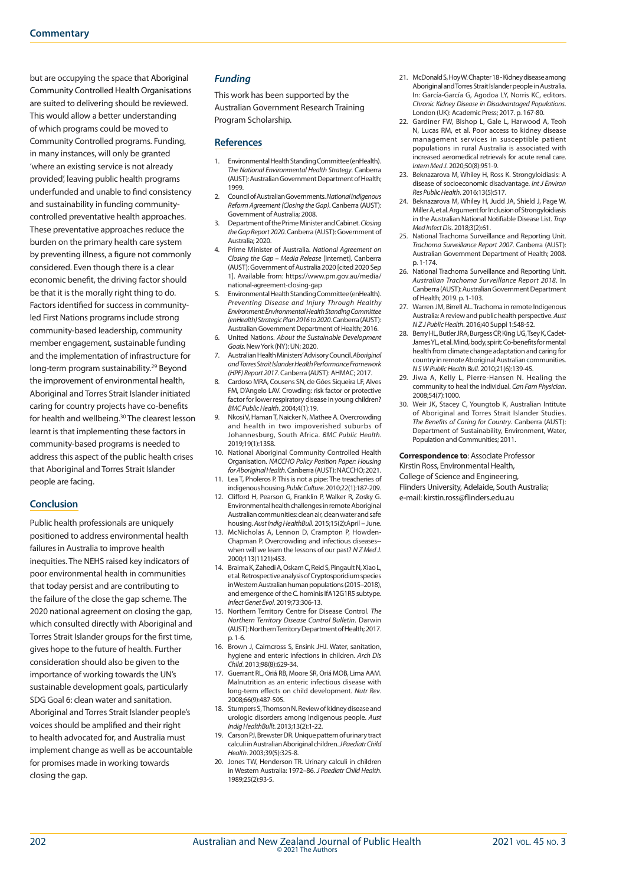but are occupying the space that Aboriginal Community Controlled Health Organisations are suited to delivering should be reviewed. This would allow a better understanding of which programs could be moved to Community Controlled programs. Funding, in many instances, will only be granted 'where an existing service is not already provided', leaving public health programs underfunded and unable to find consistency and sustainability in funding community-controlled preventative health approaches. These preventative approaches reduce the burden on the primary health care system by preventing illness, a figure not commonly considered. Even though there is a clear economic benefit, the driving factor should be that it is the morally right thing to do. Factors identified for success in community-led First Nations programs include strong community-based leadership, community member engagement, sustainable funding and the implementation of infrastructure for long-term program sustainability.[29] Beyond the improvement of environmental health, Aboriginal and Torres Strait Islander initiated caring for country projects have co-benefits for health and wellbeing.[30] The clearest lesson learnt is that implementing these factors in community-based programs is needed to address this aspect of the public health crises that Aboriginal and Torres Strait Islander people are facing.

## Conclusion

Public health professionals are uniquely positioned to address environmental health failures in Australia to improve health inequities. The NEHS raised key indicators of poor environmental health in communities that today persist and are contributing to the failure of the close the gap scheme. The 2020 national agreement on closing the gap, which consulted directly with Aboriginal and Torres Strait Islander groups for the first time, gives hope to the future of health. Further consideration should also be given to the importance of working towards the UN's sustainable development goals, particularly SDG Goal 6: clean water and sanitation. Aboriginal and Torres Strait Islander people's voices should be amplified and their right to health advocated for, and Australia must implement change as well as be accountable for promises made in working towards closing the gap.

### *Funding*

This work has been supported by the Australian Government Research Training Program Scholarship.

## References

1. Environmental Health Standing Committee (enHealth). *The National Environmental Health Strategy*. Canberra (AUST): Australian Government Department of Health; 1999.
2. Council of Australian Governments. *National Indigenous Reform Agreement (Closing the Gap)*. Canberra (AUST): Government of Australia; 2008.
3. Department of the Prime Minister and Cabinet. *Closing the Gap Report 2020*. Canberra (AUST): Government of Australia; 2020.
4. Prime Minister of Australia. *National Agreement on Closing the Gap – Media Release* [Internet]. Canberra (AUST): Government of Australia 2020 [cited 2020 Sep 1]. Available from: https://www.pm.gov.au/media/national-agreement-closing-gap
5. Environmental Health Standing Committee (enHealth). *Preventing Disease and Injury Through Healthy Environment: Environmental Health Standing Committee (enHealth) Strategic Plan 2016 to 2020*. Canberra (AUST): Australian Government Department of Health; 2016.
6. United Nations. *About the Sustainable Development Goals*. New York (NY): UN; 2020.
7. Australian Health Ministers' Advisory Council. *Aboriginal and Torres Strait Islander Health Performance Framework (HPF) Report 2017*. Canberra (AUST): AHMAC; 2017.
8. Cardoso MRA, Cousens SN, de Góes Siqueira LF, Alves FM, D'Angelo LAV. Crowding: risk factor or protective factor for lower respiratory disease in young children? *BMC Public Health*. 2004;4(1):19.
9. Nkosi V, Haman T, Naicker N, Mathee A. Overcrowding and health in two impoverished suburbs of Johannesburg, South Africa. *BMC Public Health*. 2019;19(1):1358.
10. National Aboriginal Community Controlled Health Organisation. *NACCHO Policy Position Paper: Housing for Aboriginal Health*. Canberra (AUST): NACCHO; 2021.
11. Lea T, Pholeros P. This is not a pipe: The treacheries of indigenous housing. *Public Culture*. 2010;22(1):187-209.
12. Clifford H, Pearson G, Franklin P, Walker R, Zosky G. Environmental health challenges in remote Aboriginal Australian communities: clean air, clean water and safe housing. *Aust Indig HealthBull*. 2015;15(2):April – June.
13. McNicholas A, Lennon D, Crampton P, Howden-Chapman P. Overcrowding and infectious diseases--when will we learn the lessons of our past? *N Z Med J*. 2000;113(1121):453.
14. Braima K, Zahedi A, Oskam C, Reid S, Pingault N, Xiao L, et al. Retrospective analysis of Cryptosporidium species in Western Australian human populations (2015–2018), and emergence of the C. hominis IfA12G1R5 subtype. *Infect Genet Evol*. 2019;73:306-13.
15. Northern Territory Centre for Disease Control. *The Northern Territory Disease Control Bulletin*. Darwin (AUST): Northern Territory Department of Health; 2017. p. 1-6.
16. Brown J, Cairncross S, Ensink JHJ. Water, sanitation, hygiene and enteric infections in children. *Arch Dis Child*. 2013;98(8):629-34.
17. Guerrant RL, Oriá RB, Moore SR, Oriá MOB, Lima AAM. Malnutrition as an enteric infectious disease with long-term effects on child development. *Nutr Rev*. 2008;66(9):487-505.
18. Stumpers S, Thomson N. Review of kidney disease and urologic disorders among Indigenous people. *Aust Indig HealthBullt*. 2013;13(2):1-22.
19. Carson PJ, Brewster DR. Unique pattern of urinary tract calculi in Australian Aboriginal children. *J Paediatr Child Health*. 2003;39(5):325-8.
20. Jones TW, Henderson TR. Urinary calculi in children in Western Australia: 1972–86. *J Paediatr Child Health*. 1989;25(2):93-5.
21. McDonald S, Hoy W. Chapter 18 - Kidney disease among Aboriginal and Torres Strait Islander people in Australia. In: García-García G, Agodoa LY, Norris KC, editors. *Chronic Kidney Disease in Disadvantaged Populations*. London (UK): Academic Press; 2017. p. 167-80.
22. Gardiner FW, Bishop L, Gale L, Harwood A, Teoh N, Lucas RM, et al. Poor access to kidney disease management services in susceptible patient populations in rural Australia is associated with increased aeromedical retrievals for acute renal care. *Intern Med J*. 2020;50(8):951-9.
23. Beknazarova M, Whiley H, Ross K. Strongyloidiasis: A disease of socioeconomic disadvantage. *Int J Environ Res Public Health*. 2016;13(5):517.
24. Beknazarova M, Whiley H, Judd JA, Shield J, Page W, Miller A, et al. Argument for Inclusion of Strongyloidiasis in the Australian National Notifiable Disease List. *Trop Med Infect Dis*. 2018;3(2):61.
25. National Trachoma Surveillance and Reporting Unit. *Trachoma Surveillance Report 2007*. Canberra (AUST): Australian Government Department of Health; 2008. p. 1-174.
26. National Trachoma Surveillance and Reporting Unit. *Australian Trachoma Surveillance Report 2018*. In Canberra (AUST): Australian Government Department of Health; 2019. p. 1-103.
27. Warren JM, Birrell AL. Trachoma in remote Indigenous Australia: A review and public health perspective. *Aust N Z J Public Health*. 2016;40 Suppl 1:S48-52.
28. Berry HL, Butler JRA, Burgess CP, King UG, Tsey K, Cadet-James YL, et al. Mind, body, spirit: Co-benefits for mental health from climate change adaptation and caring for country in remote Aboriginal Australian communities. *N S W Public Health Bull*. 2010;21(6):139-45.
29. Jiwa A, Kelly L, Pierre-Hansen N. Healing the community to heal the individual. *Can Fam Physician*. 2008;54(7):1000.
30. Weir JK, Stacey C, Youngtob K, Australian Intitute of Aboriginal and Torres Strait Islander Studies. *The Benefits of Caring for Country*. Canberra (AUST): Department of Sustainability, Environment, Water, Population and Communities; 2011.

**Correspondence to**: Associate Professor Kirstin Ross, Environmental Health, College of Science and Engineering, Flinders University, Adelaide, South Australia; e-mail: kirstin.ross@flinders.edu.au